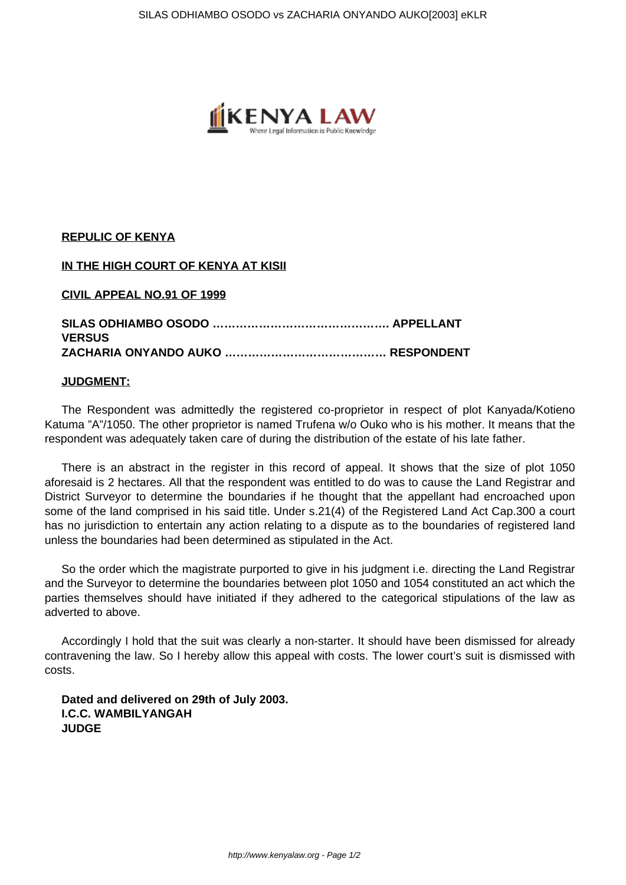**REPULIC OF KENYA**

**IN THE HIGH COURT OF KENYA AT KISII**

**CIVIL APPEAL NO.91 OF 1999**

**SILAS ODHIAMBO OSODO ………………………………………. APPELLANT**
**VERSUS**
**ZACHARIA ONYANDO AUKO …………………………………… RESPONDENT**

**JUDGMENT:**

The Respondent was admittedly the registered co-proprietor in respect of plot Kanyada/Kotieno Katuma "A"/1050. The other proprietor is named Trufena w/o Ouko who is his mother. It means that the respondent was adequately taken care of during the distribution of the estate of his late father.

There is an abstract in the register in this record of appeal. It shows that the size of plot 1050 aforesaid is 2 hectares. All that the respondent was entitled to do was to cause the Land Registrar and District Surveyor to determine the boundaries if he thought that the appellant had encroached upon some of the land comprised in his said title. Under s.21(4) of the Registered Land Act Cap.300 a court has no jurisdiction to entertain any action relating to a dispute as to the boundaries of registered land unless the boundaries had been determined as stipulated in the Act.

So the order which the magistrate purported to give in his judgment i.e. directing the Land Registrar and the Surveyor to determine the boundaries between plot 1050 and 1054 constituted an act which the parties themselves should have initiated if they adhered to the categorical stipulations of the law as adverted to above.

Accordingly I hold that the suit was clearly a non-starter. It should have been dismissed for already contravening the law. So I hereby allow this appeal with costs. The lower court's suit is dismissed with costs.

**Dated and delivered on 29th of July 2003.**
**I.C.C. WAMBILYANGAH**
**JUDGE**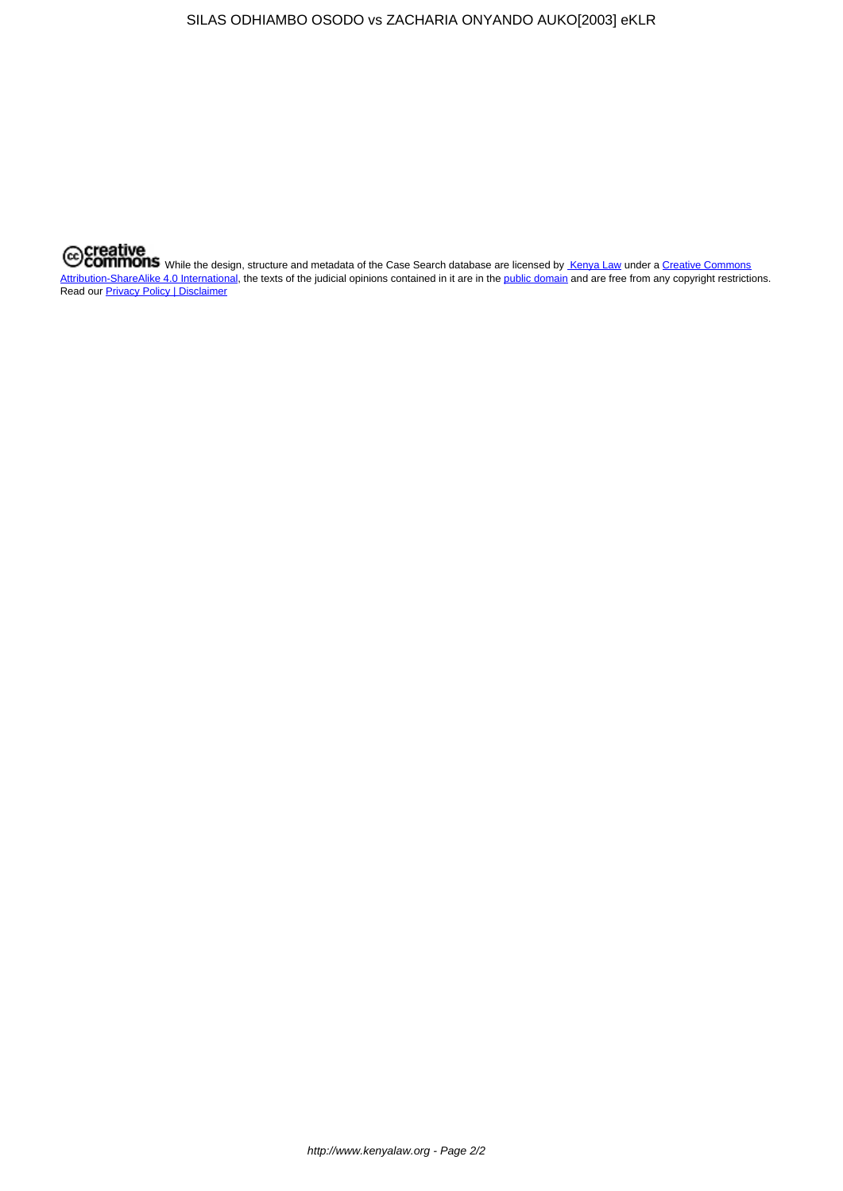While the design, structure and metadata of the Case Search database are licensed by Kenya Law under a Creative Commons Attribution-ShareAlike 4.0 International, the texts of the judicial opinions contained in it are in the public domain and are free from any copyright restrictions. Read our Privacy Policy | Disclaimer